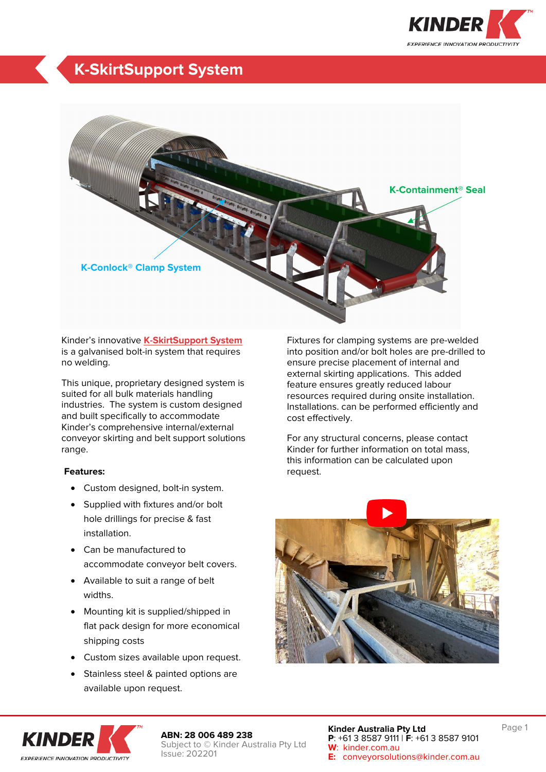# K-SkirtSupport System

K-Containment® Seal

K-Conlock® Clamp System

Kinder's innovative **K-SkirtSupport System** is a galvanised bolt-in system that requires no welding.

This unique, proprietary designed system is suited for all bulk materials handling industries. The system is custom designed and built specifically to accommodate Kinder's comprehensive internal/external conveyor skirting and belt support solutions range.

**Features:**

- Custom designed, bolt-in system.
- Supplied with fixtures and/or bolt hole drillings for precise & fast installation.
- Can be manufactured to accommodate conveyor belt covers.
- Available to suit a range of belt widths.
- Mounting kit is supplied/shipped in flat pack design for more economical shipping costs
- Custom sizes available upon request.
- Stainless steel & painted options are available upon request.

Fixtures for clamping systems are pre-welded into position and/or bolt holes are pre-drilled to ensure precise placement of internal and external skirting applications. This added feature ensures greatly reduced labour resources required during onsite installation. Installations. can be performed efficiently and cost effectively.

For any structural concerns, please contact Kinder for further information on total mass, this information can be calculated upon request.

**ABN: 28 006 489 238**
Subject to © Kinder Australia Pty Ltd
Issue: 202201

**Kinder Australia Pty Ltd**
**P**: +61 3 8587 9111 | **F**: +61 3 8587 9101
**W**: kinder.com.au
**E**: conveyorsolutions@kinder.com.au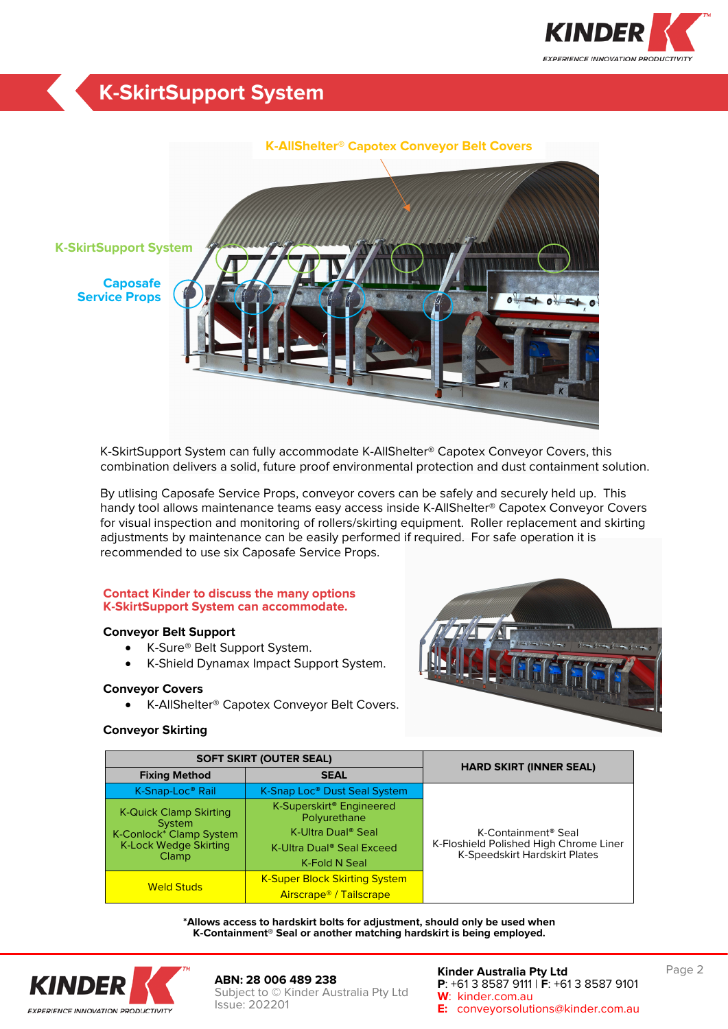# K-SkirtSupport System

K-AllShelter® Capotex Conveyor Belt Covers

K-SkirtSupport System

Caposafe Service Props

K-SkirtSupport System can fully accommodate K-AllShelter® Capotex Conveyor Covers, this combination delivers a solid, future proof environmental protection and dust containment solution.

By utlising Caposafe Service Props, conveyor covers can be safely and securely held up. This handy tool allows maintenance teams easy access inside K-AllShelter® Capotex Conveyor Covers for visual inspection and monitoring of rollers/skirting equipment. Roller replacement and skirting adjustments by maintenance can be easily performed if required. For safe operation it is recommended to use six Caposafe Service Props.

**Contact Kinder to discuss the many options K-SkirtSupport System can accommodate.**

**Conveyor Belt Support**

- K-Sure® Belt Support System.
- K-Shield Dynamax Impact Support System.

**Conveyor Covers**

- K-AllShelter® Capotex Conveyor Belt Covers.

**Conveyor Skirting**

| SOFT SKIRT (OUTER SEAL) | | HARD SKIRT (INNER SEAL) |
|---|---|---|
| **Fixing Method** | **SEAL** | |
| K-Snap-Loc® Rail | K-Snap Loc® Dust Seal System | K-Containment® Seal<br>K-Floshield Polished High Chrome Liner<br>K-Speedskirt Hardskirt Plates |
| K-Quick Clamp Skirting System<br>K-Conlock* Clamp System<br>K-Lock Wedge Skirting Clamp | K-Superskirt® Engineered Polyurethane<br>K-Ultra Dual® Seal<br>K-Ultra Dual® Seal Exceed<br>K-Fold N Seal | |
| Weld Studs | K-Super Block Skirting System<br>Airscrape® / Tailscrape | |

**\*Allows access to hardskirt bolts for adjustment, should only be used when K-Containment® Seal or another matching hardskirt is being employed.**

**ABN: 28 006 489 238**
Subject to © Kinder Australia Pty Ltd
Issue: 202201

**Kinder Australia Pty Ltd**
**P**: +61 3 8587 9111 | **F**: +61 3 8587 9101
**W**: kinder.com.au
**E**: conveyorsolutions@kinder.com.au